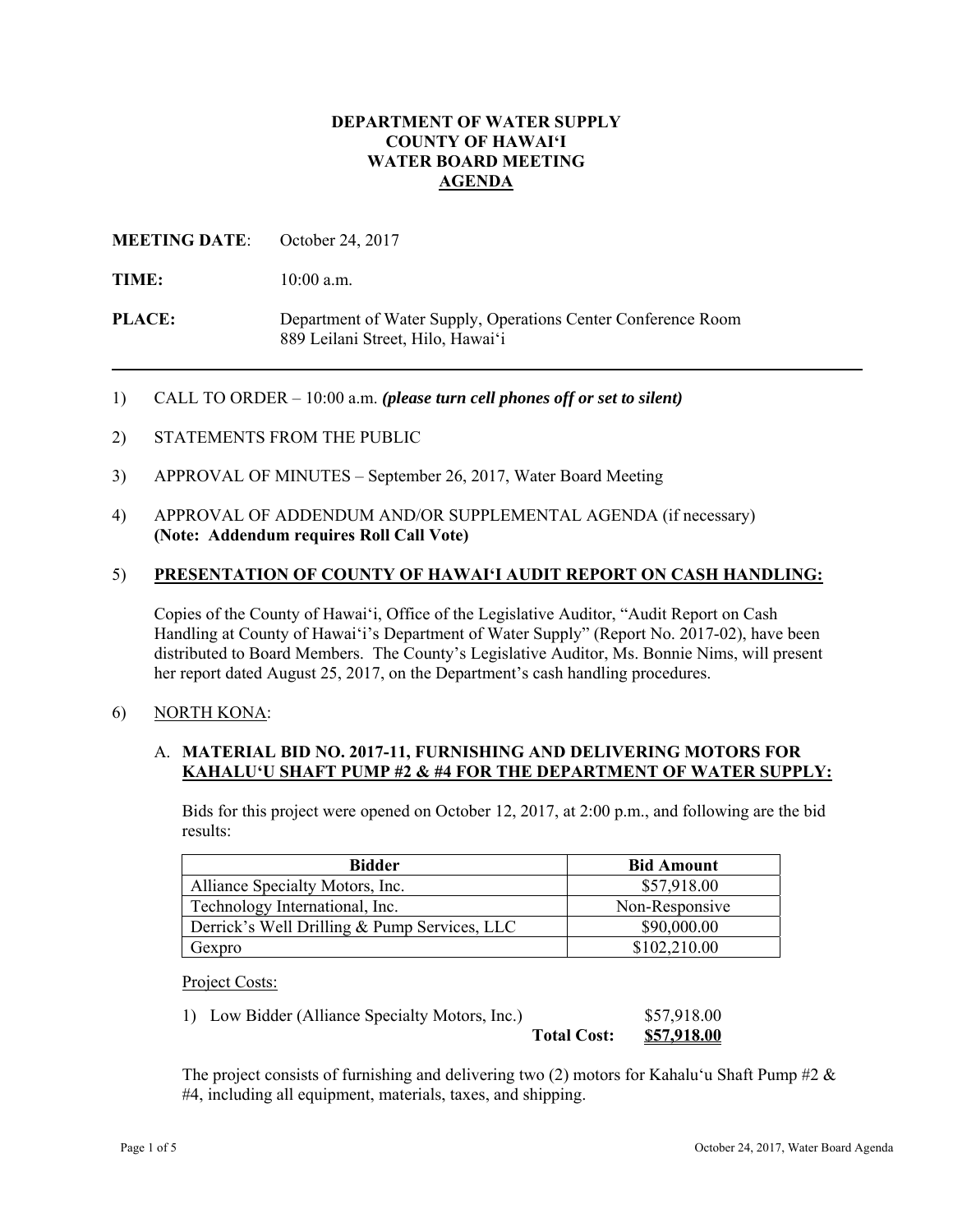**DEPARTMENT OF WATER SUPPLY**
**COUNTY OF HAWAI'I**
**WATER BOARD MEETING**
**AGENDA**

**MEETING DATE**: October 24, 2017

**TIME:** 10:00 a.m.

**PLACE:** Department of Water Supply, Operations Center Conference Room
889 Leilani Street, Hilo, Hawai'i

---

1) CALL TO ORDER – 10:00 a.m. ***(please turn cell phones off or set to silent)***

2) STATEMENTS FROM THE PUBLIC

3) APPROVAL OF MINUTES – September 26, 2017, Water Board Meeting

4) APPROVAL OF ADDENDUM AND/OR SUPPLEMENTAL AGENDA (if necessary)
**(Note: Addendum requires Roll Call Vote)**

5) **PRESENTATION OF COUNTY OF HAWAI'I AUDIT REPORT ON CASH HANDLING:**

Copies of the County of Hawai'i, Office of the Legislative Auditor, "Audit Report on Cash Handling at County of Hawai'i's Department of Water Supply" (Report No. 2017-02), have been distributed to Board Members. The County's Legislative Auditor, Ms. Bonnie Nims, will present her report dated August 25, 2017, on the Department's cash handling procedures.

6) NORTH KONA:

A. **MATERIAL BID NO. 2017-11, FURNISHING AND DELIVERING MOTORS FOR KAHALU'U SHAFT PUMP #2 & #4 FOR THE DEPARTMENT OF WATER SUPPLY:**

Bids for this project were opened on October 12, 2017, at 2:00 p.m., and following are the bid results:

| Bidder | Bid Amount |
|---|---|
| Alliance Specialty Motors, Inc. | $57,918.00 |
| Technology International, Inc. | Non-Responsive |
| Derrick's Well Drilling & Pump Services, LLC | $90,000.00 |
| Gexpro | $102,210.00 |

Project Costs:

| | |
|---|---|
| 1) Low Bidder (Alliance Specialty Motors, Inc.) | $57,918.00 |
| **Total Cost:** | **$57,918.00** |

The project consists of furnishing and delivering two (2) motors for Kahalu'u Shaft Pump #2 & #4, including all equipment, materials, taxes, and shipping.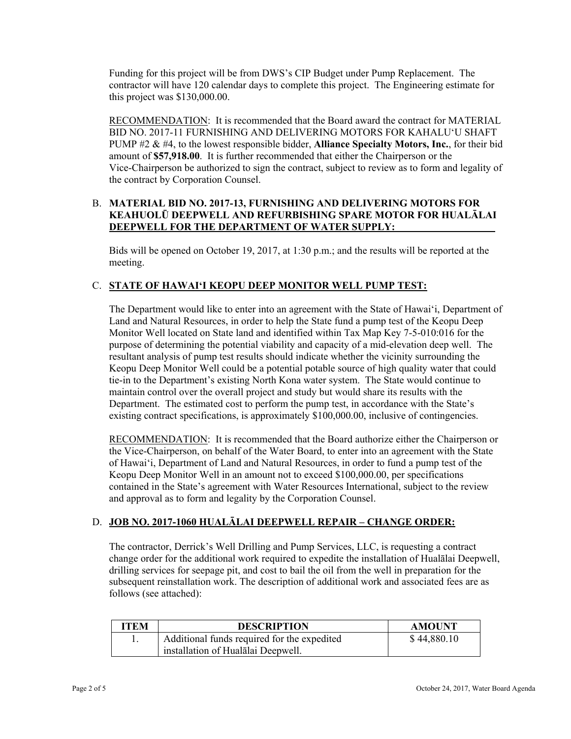Funding for this project will be from DWS's CIP Budget under Pump Replacement. The contractor will have 120 calendar days to complete this project. The Engineering estimate for this project was $130,000.00.

RECOMMENDATION: It is recommended that the Board award the contract for MATERIAL BID NO. 2017-11 FURNISHING AND DELIVERING MOTORS FOR KAHALU'U SHAFT PUMP #2 & #4, to the lowest responsible bidder, **Alliance Specialty Motors, Inc.**, for their bid amount of **$57,918.00**. It is further recommended that either the Chairperson or the Vice-Chairperson be authorized to sign the contract, subject to review as to form and legality of the contract by Corporation Counsel.

B. **MATERIAL BID NO. 2017-13, FURNISHING AND DELIVERING MOTORS FOR KEAHUOLŪ DEEPWELL AND REFURBISHING SPARE MOTOR FOR HUALĀLAI DEEPWELL FOR THE DEPARTMENT OF WATER SUPPLY:**

Bids will be opened on October 19, 2017, at 1:30 p.m.; and the results will be reported at the meeting.

C. **STATE OF HAWAI'I KEOPU DEEP MONITOR WELL PUMP TEST:**

The Department would like to enter into an agreement with the State of Hawai'i, Department of Land and Natural Resources, in order to help the State fund a pump test of the Keopu Deep Monitor Well located on State land and identified within Tax Map Key 7-5-010:016 for the purpose of determining the potential viability and capacity of a mid-elevation deep well. The resultant analysis of pump test results should indicate whether the vicinity surrounding the Keopu Deep Monitor Well could be a potential potable source of high quality water that could tie-in to the Department's existing North Kona water system. The State would continue to maintain control over the overall project and study but would share its results with the Department. The estimated cost to perform the pump test, in accordance with the State's existing contract specifications, is approximately $100,000.00, inclusive of contingencies.

RECOMMENDATION: It is recommended that the Board authorize either the Chairperson or the Vice-Chairperson, on behalf of the Water Board, to enter into an agreement with the State of Hawai'i, Department of Land and Natural Resources, in order to fund a pump test of the Keopu Deep Monitor Well in an amount not to exceed $100,000.00, per specifications contained in the State's agreement with Water Resources International, subject to the review and approval as to form and legality by the Corporation Counsel.

D. **JOB NO. 2017-1060 HUALĀLAI DEEPWELL REPAIR – CHANGE ORDER:**

The contractor, Derrick's Well Drilling and Pump Services, LLC, is requesting a contract change order for the additional work required to expedite the installation of Hualālai Deepwell, drilling services for seepage pit, and cost to bail the oil from the well in preparation for the subsequent reinstallation work. The description of additional work and associated fees are as follows (see attached):

| ITEM | DESCRIPTION | AMOUNT |
|---|---|---|
| 1. | Additional funds required for the expedited installation of Hualālai Deepwell. | $ 44,880.10 |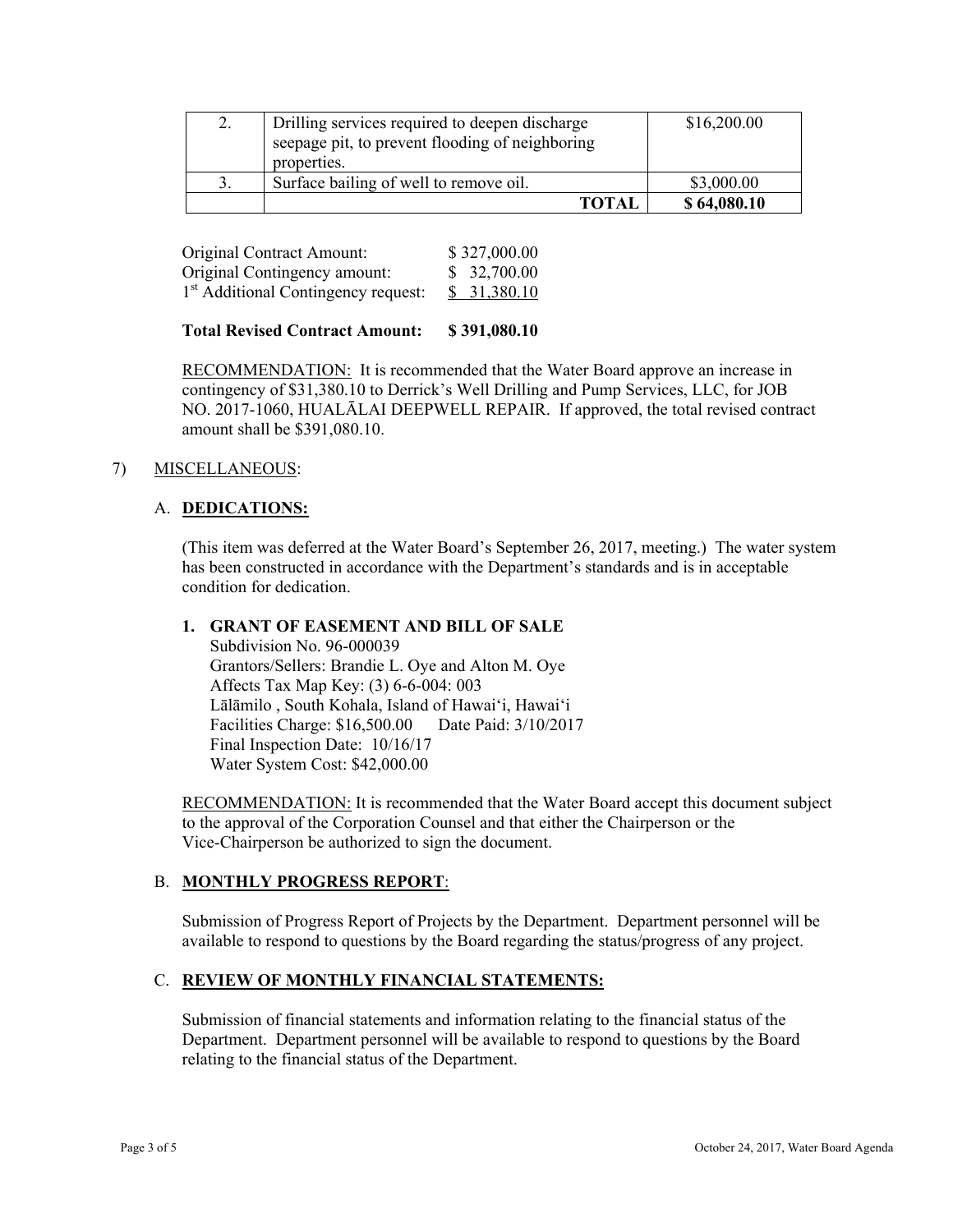| 2. | Drilling services required to deepen discharge seepage pit, to prevent flooding of neighboring properties. | $16,200.00 |
|---|---|---|
| 3. | Surface bailing of well to remove oil. | $3,000.00 |
| | **TOTAL** | **$ 64,080.10** |

| | |
|---|---|
| Original Contract Amount: | $ 327,000.00 |
| Original Contingency amount: | $ 32,700.00 |
| 1st Additional Contingency request: | $ 31,380.10 |

**Total Revised Contract Amount: $ 391,080.10**

RECOMMENDATION: It is recommended that the Water Board approve an increase in contingency of $31,380.10 to Derrick's Well Drilling and Pump Services, LLC, for JOB NO. 2017-1060, HUALĀLAI DEEPWELL REPAIR. If approved, the total revised contract amount shall be $391,080.10.

7) MISCELLANEOUS:

A. **DEDICATIONS:**

(This item was deferred at the Water Board's September 26, 2017, meeting.) The water system has been constructed in accordance with the Department's standards and is in acceptable condition for dedication.

**1. GRANT OF EASEMENT AND BILL OF SALE**
Subdivision No. 96-000039
Grantors/Sellers: Brandie L. Oye and Alton M. Oye
Affects Tax Map Key: (3) 6-6-004: 003
Lālāmilo , South Kohala, Island of Hawai'i, Hawai'i
Facilities Charge: $16,500.00 Date Paid: 3/10/2017
Final Inspection Date: 10/16/17
Water System Cost: $42,000.00

RECOMMENDATION: It is recommended that the Water Board accept this document subject to the approval of the Corporation Counsel and that either the Chairperson or the Vice-Chairperson be authorized to sign the document.

B. **MONTHLY PROGRESS REPORT**:

Submission of Progress Report of Projects by the Department. Department personnel will be available to respond to questions by the Board regarding the status/progress of any project.

C. **REVIEW OF MONTHLY FINANCIAL STATEMENTS:**

Submission of financial statements and information relating to the financial status of the Department. Department personnel will be available to respond to questions by the Board relating to the financial status of the Department.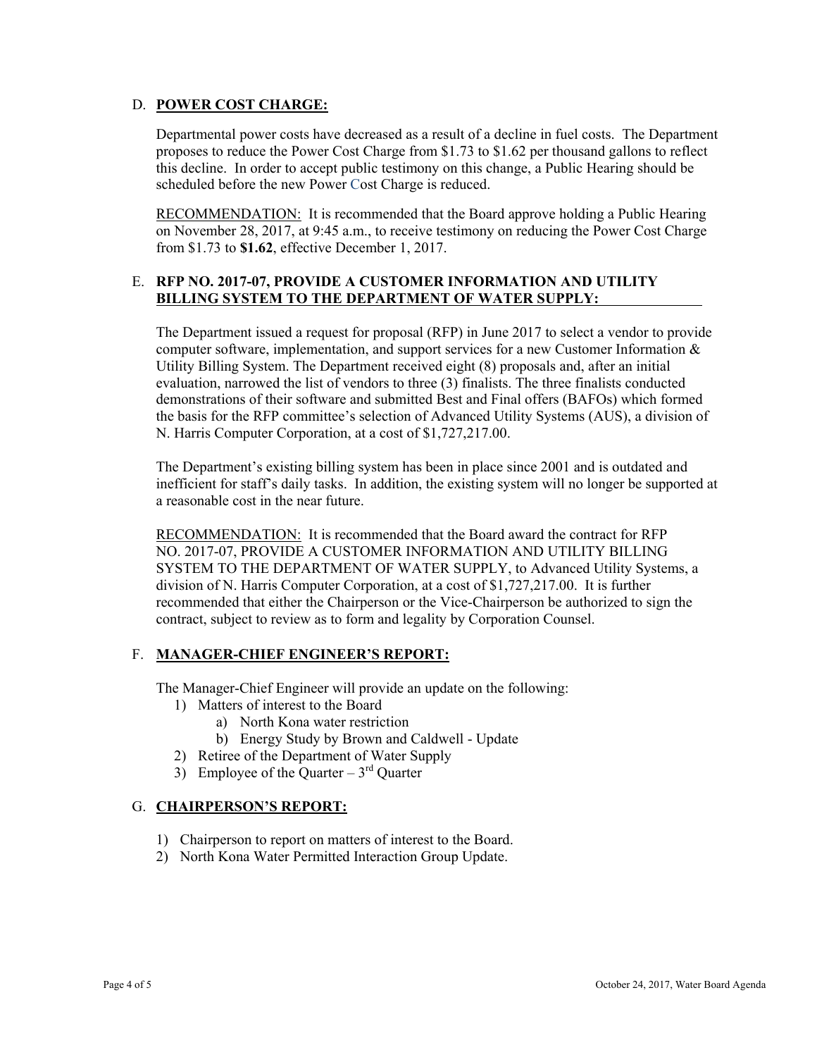D. **POWER COST CHARGE:**

Departmental power costs have decreased as a result of a decline in fuel costs. The Department proposes to reduce the Power Cost Charge from $1.73 to $1.62 per thousand gallons to reflect this decline. In order to accept public testimony on this change, a Public Hearing should be scheduled before the new Power Cost Charge is reduced.

RECOMMENDATION: It is recommended that the Board approve holding a Public Hearing on November 28, 2017, at 9:45 a.m., to receive testimony on reducing the Power Cost Charge from $1.73 to **$1.62**, effective December 1, 2017.

E. **RFP NO. 2017-07, PROVIDE A CUSTOMER INFORMATION AND UTILITY BILLING SYSTEM TO THE DEPARTMENT OF WATER SUPPLY:**

The Department issued a request for proposal (RFP) in June 2017 to select a vendor to provide computer software, implementation, and support services for a new Customer Information & Utility Billing System. The Department received eight (8) proposals and, after an initial evaluation, narrowed the list of vendors to three (3) finalists. The three finalists conducted demonstrations of their software and submitted Best and Final offers (BAFOs) which formed the basis for the RFP committee's selection of Advanced Utility Systems (AUS), a division of N. Harris Computer Corporation, at a cost of $1,727,217.00.

The Department's existing billing system has been in place since 2001 and is outdated and inefficient for staff's daily tasks. In addition, the existing system will no longer be supported at a reasonable cost in the near future.

RECOMMENDATION: It is recommended that the Board award the contract for RFP NO. 2017-07, PROVIDE A CUSTOMER INFORMATION AND UTILITY BILLING SYSTEM TO THE DEPARTMENT OF WATER SUPPLY, to Advanced Utility Systems, a division of N. Harris Computer Corporation, at a cost of $1,727,217.00. It is further recommended that either the Chairperson or the Vice-Chairperson be authorized to sign the contract, subject to review as to form and legality by Corporation Counsel.

F. **MANAGER-CHIEF ENGINEER'S REPORT:**

The Manager-Chief Engineer will provide an update on the following:

1) Matters of interest to the Board
   a) North Kona water restriction
   b) Energy Study by Brown and Caldwell - Update
2) Retiree of the Department of Water Supply
3) Employee of the Quarter – 3rd Quarter

G. **CHAIRPERSON'S REPORT:**

1) Chairperson to report on matters of interest to the Board.
2) North Kona Water Permitted Interaction Group Update.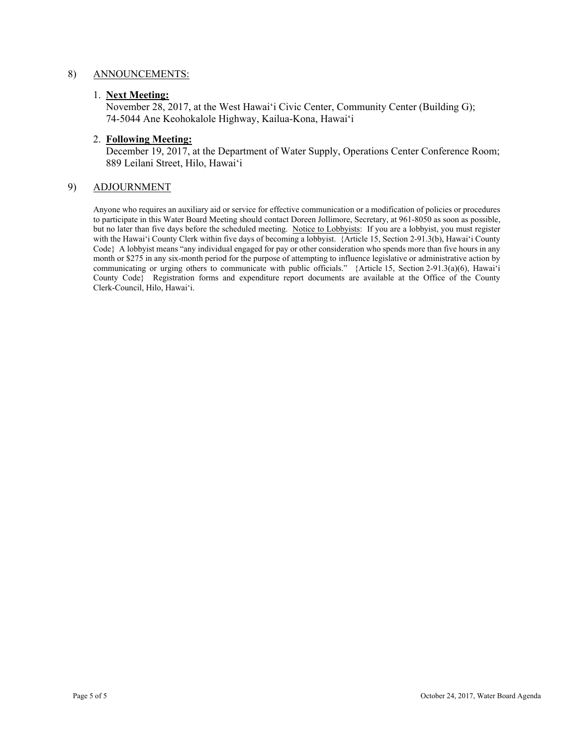8) ANNOUNCEMENTS:

1. **Next Meeting:**
   November 28, 2017, at the West Hawaiʻi Civic Center, Community Center (Building G); 74-5044 Ane Keohokalole Highway, Kailua-Kona, Hawaiʻi

2. **Following Meeting:**
   December 19, 2017, at the Department of Water Supply, Operations Center Conference Room; 889 Leilani Street, Hilo, Hawaiʻi

9) ADJOURNMENT

Anyone who requires an auxiliary aid or service for effective communication or a modification of policies or procedures to participate in this Water Board Meeting should contact Doreen Jollimore, Secretary, at 961-8050 as soon as possible, but no later than five days before the scheduled meeting. Notice to Lobbyists: If you are a lobbyist, you must register with the Hawaiʻi County Clerk within five days of becoming a lobbyist. {Article 15, Section 2-91.3(b), Hawaiʻi County Code} A lobbyist means "any individual engaged for pay or other consideration who spends more than five hours in any month or $275 in any six-month period for the purpose of attempting to influence legislative or administrative action by communicating or urging others to communicate with public officials." {Article 15, Section 2-91.3(a)(6), Hawaiʻi County Code} Registration forms and expenditure report documents are available at the Office of the County Clerk-Council, Hilo, Hawaiʻi.